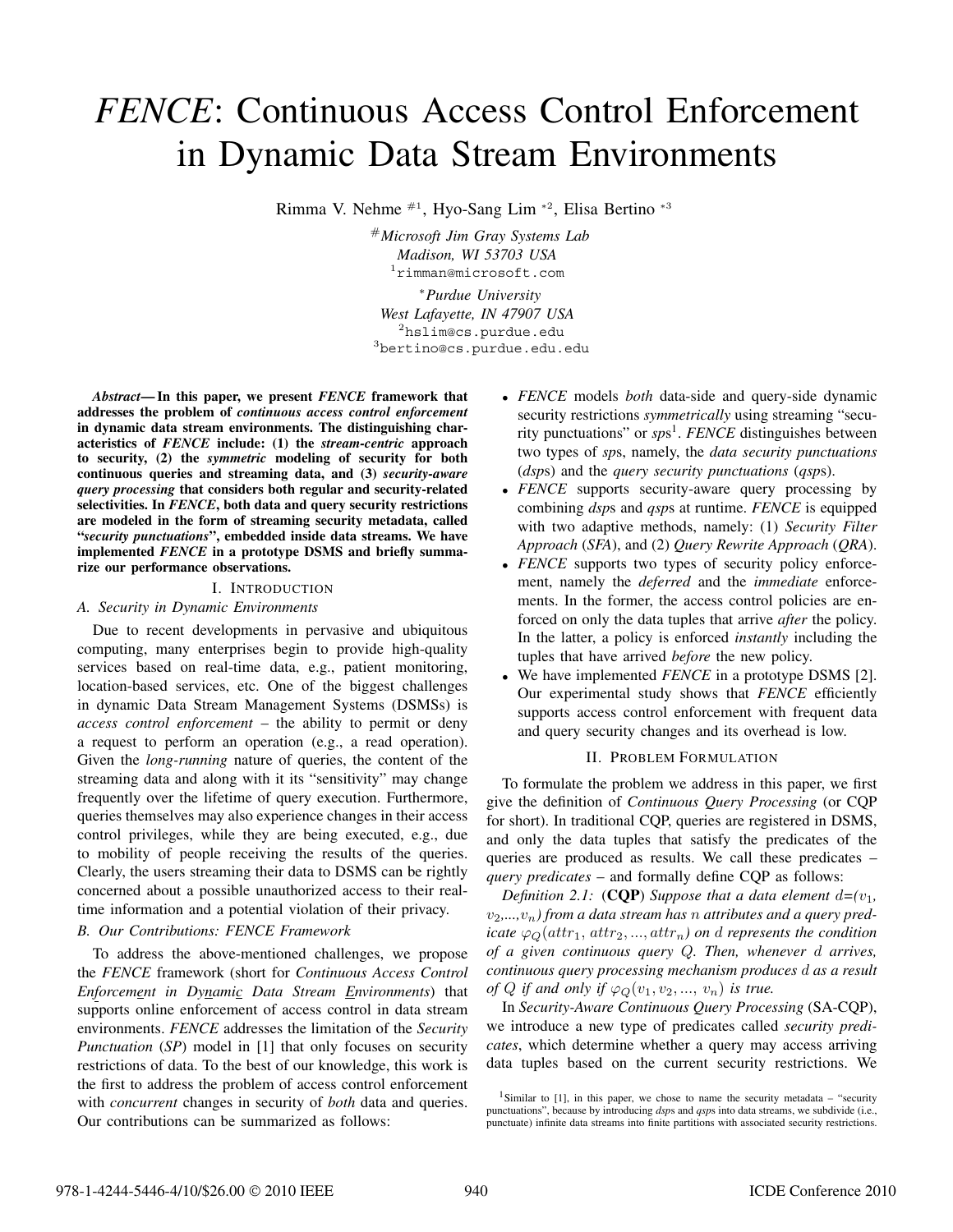# *FENCE*: Continuous Access Control Enforcement in Dynamic Data Stream Environments

Rimma V. Nehme [#1], Hyo-Sang Lim [*2], Elisa Bertino [*3]

[#] *Microsoft Jim Gray Systems Lab*
*Madison, WI 53703 USA*
[1] rimman@microsoft.com

[*] *Purdue University*
*West Lafayette, IN 47907 USA*
[2] hslim@cs.purdue.edu
[3] bertino@cs.purdue.edu.edu

***Abstract*— In this paper, we present *FENCE* framework that addresses the problem of *continuous access control enforcement* in dynamic data stream environments. The distinguishing characteristics of *FENCE* include: (1) the *stream-centric* approach to security, (2) the *symmetric* modeling of security for both continuous queries and streaming data, and (3) *security-aware query processing* that considers both regular and security-related selectivities. In *FENCE*, both data and query security restrictions are modeled in the form of streaming security metadata, called "*security punctuations*", embedded inside data streams. We have implemented *FENCE* in a prototype DSMS and briefly summarize our performance observations.**

## I. Introduction

### A. Security in Dynamic Environments

Due to recent developments in pervasive and ubiquitous computing, many enterprises begin to provide high-quality services based on real-time data, e.g., patient monitoring, location-based services, etc. One of the biggest challenges in dynamic Data Stream Management Systems (DSMSs) is *access control enforcement* – the ability to permit or deny a request to perform an operation (e.g., a read operation). Given the *long-running* nature of queries, the content of the streaming data and along with it its "sensitivity" may change frequently over the lifetime of query execution. Furthermore, queries themselves may also experience changes in their access control privileges, while they are being executed, e.g., due to mobility of people receiving the results of the queries. Clearly, the users streaming their data to DSMS can be rightly concerned about a possible unauthorized access to their real-time information and a potential violation of their privacy.

### B. Our Contributions: FENCE Framework

To address the above-mentioned challenges, we propose the *FENCE* framework (short for *Continuous Access Control Enforcement in Dynamic Data Stream Environments*) that supports online enforcement of access control in data stream environments. *FENCE* addresses the limitation of the *Security Punctuation* (*SP*) model in [1] that only focuses on security restrictions of data. To the best of our knowledge, this work is the first to address the problem of access control enforcement with *concurrent* changes in security of *both* data and queries. Our contributions can be summarized as follows:

- *FENCE* models *both* data-side and query-side dynamic security restrictions *symmetrically* using streaming "security punctuations" or *sp*s[1]. *FENCE* distinguishes between two types of *sp*s, namely, the *data security punctuations* (*dsp*s) and the *query security punctuations* (*qsp*s).
- *FENCE* supports security-aware query processing by combining *dsp*s and *qsp*s at runtime. *FENCE* is equipped with two adaptive methods, namely: (1) *Security Filter Approach* (*SFA*), and (2) *Query Rewrite Approach* (*QRA*).
- *FENCE* supports two types of security policy enforcement, namely the *deferred* and the *immediate* enforcements. In the former, the access control policies are enforced on only the data tuples that arrive *after* the policy. In the latter, a policy is enforced *instantly* including the tuples that have arrived *before* the new policy.
- We have implemented *FENCE* in a prototype DSMS [2]. Our experimental study shows that *FENCE* efficiently supports access control enforcement with frequent data and query security changes and its overhead is low.

## II. Problem Formulation

To formulate the problem we address in this paper, we first give the definition of *Continuous Query Processing* (or CQP for short). In traditional CQP, queries are registered in DSMS, and only the data tuples that satisfy the predicates of the queries are produced as results. We call these predicates – *query predicates* – and formally define CQP as follows:

*Definition 2.1:* (**CQP**) *Suppose that a data element $d=(v_1, v_2, ..., v_n)$ from a data stream has $n$ attributes and a query predicate $\varphi_Q(attr_1, attr_2, ..., attr_n)$ on $d$ represents the condition of a given continuous query $Q$. Then, whenever $d$ arrives, continuous query processing mechanism produces $d$ as a result of $Q$ if and only if $\varphi_Q(v_1, v_2, ..., v_n)$ is true.*

In *Security-Aware Continuous Query Processing* (SA-CQP), we introduce a new type of predicates called *security predicates*, which determine whether a query may access arriving data tuples based on the current security restrictions. We

[1] Similar to [1], in this paper, we chose to name the security metadata – "security punctuations", because by introducing *dsp*s and *qsp*s into data streams, we subdivide (i.e., punctuate) infinite data streams into finite partitions with associated security restrictions.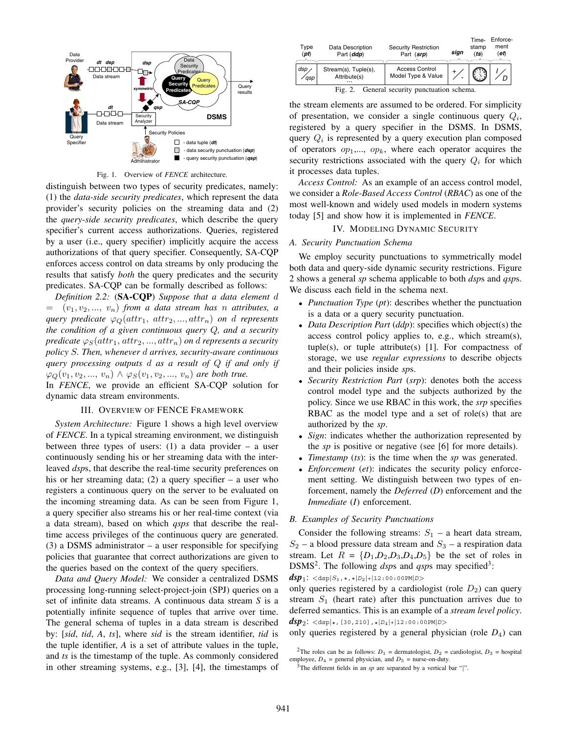Fig. 1. Overview of *FENCE* architecture.

distinguish between two types of security predicates, namely: (1) the *data-side security predicates*, which represent the data provider's security policies on the streaming data and (2) the *query-side security predicates*, which describe the query specifier's current access authorizations. Queries, registered by a user (i.e., query specifier) implicitly acquire the access authorizations of that query specifier. Consequently, SA-CQP enforces access control on data streams by only producing the results that satisfy *both* the query predicates and the security predicates. SA-CQP can be formally described as follows:

*Definition 2.2:* (**SA-CQP**) *Suppose that a data element* $d = (v_1, v_2, ..., v_n)$ *from a data stream has* $n$ *attributes, a query predicate* $\varphi_Q(attr_1, attr_2, ..., attr_n)$ *on* $d$ *represents the condition of a given continuous query* $Q$*, and a security predicate* $\varphi_S(attr_1, attr_2, ..., attr_n)$ *on* $d$ *represents a security policy* $S$*. Then, whenever* $d$ *arrives, security-aware continuous query processing outputs* $d$ *as a result of* $Q$ *if and only if* $\varphi_Q(v_1, v_2, ..., v_n) \wedge \varphi_S(v_1, v_2, ..., v_n)$ *are both true.*

In *FENCE*, we provide an efficient SA-CQP solution for dynamic data stream environments.

## III. Overview of FENCE Framework

*System Architecture:* Figure 1 shows a high level overview of *FENCE*. In a typical streaming environment, we distinguish between three types of users: (1) a data provider – a user continuously sending his or her streaming data with the interleaved *dsp*s, that describe the real-time security preferences on his or her streaming data; (2) a query specifier – a user who registers a continuous query on the server to be evaluated on the incoming streaming data. As can be seen from Figure 1, a query specifier also streams his or her real-time context (via a data stream), based on which *qsps* that describe the real-time access privileges of the continuous query are generated. (3) a DSMS administrator – a user responsible for specifying policies that guarantee that correct authorizations are given to the queries based on the context of the query specifiers.

*Data and Query Model:* We consider a centralized DSMS processing long-running select-project-join (SPJ) queries on a set of infinite data streams. A continuous data stream *S* is a potentially infinite sequence of tuples that arrive over time. The general schema of tuples in a data stream is described by: [*sid*, *tid*, *A*, *ts*], where *sid* is the stream identifier, *tid* is the tuple identifier, *A* is a set of attribute values in the tuple, and *ts* is the timestamp of the tuple. As commonly considered in other streaming systems, e.g., [3], [4], the timestamps of the stream elements are assumed to be ordered. For simplicity of presentation, we consider a single continuous query $Q_i$, registered by a query specifier in the DSMS. In DSMS, query $Q_i$ is represented by a query execution plan composed of operators $op_1$,..., $op_k$, where each operator acquires the security restrictions associated with the query $Q_i$ for which it processes data tuples.

| Type (*pt*) | Data Description Part (*ddp*) | Security Restriction Part (*srp*) | *sign* | Time-stamp (*ts*) | Enforce-ment (*et*) |
|---|---|---|---|---|---|
| dsp / qsp | Stream(s), Tuple(s), Attribute(s) ... | Access Control Model Type & Value | + / - | (clock) | I / D |

Fig. 2. General security punctuation schema.

*Access Control:* As an example of an access control model, we consider a *Role-Based Access Control* (*RBAC*) as one of the most well-known and widely used models in modern systems today [5] and show how it is implemented in *FENCE*.

## IV. Modeling Dynamic Security

### A. Security Punctuation Schema

We employ security punctuations to symmetrically model both data and query-side dynamic security restrictions. Figure 2 shows a general *sp* schema applicable to both *dsp*s and *qsp*s. We discuss each field in the schema next.

- *Punctuation Type* (*pt*): describes whether the punctuation is a data or a query security punctuation.
- *Data Description Part* (*ddp*): specifies which object(s) the access control policy applies to, e.g., which stream(s), tuple(s), or tuple attribute(s) [1]. For compactness of storage, we use *regular expressions* to describe objects and their policies inside *sp*s.
- *Security Restriction Part* (*srp*): denotes both the access control model type and the subjects authorized by the policy. Since we use RBAC in this work, the *srp* specifies RBAC as the model type and a set of role(s) that are authorized by the *sp*.
- *Sign*: indicates whether the authorization represented by the *sp* is positive or negative (see [6] for more details).
- *Timestamp* (*ts*): is the time when the *sp* was generated.
- *Enforcement* (*et*): indicates the security policy enforcement setting. We distinguish between two types of enforcement, namely the *Deferred* (*D*) enforcement and the *Immediate* (*I*) enforcement.

### B. Examples of Security Punctuations

Consider the following streams: $S_1$ – a heart data stream, $S_2$ – a blood pressure data stream and $S_3$ – a respiration data stream. Let $R = \{D_1, D_2, D_3, D_4, D_5\}$ be the set of roles in DSMS[2]. The following *dsps* and *qsps* may specified[3]:

***dsp***$_1$: <dsp|$S_1$,\*,\*|$D_2$|+|12:00:00PM|$D$>

only queries registered by a cardiologist (role $D_2$) can query stream $S_1$ (heart rate) after this punctuation arrives due to deferred semantics. This is an example of a *stream level policy*.

***dsp***$_2$: <dsp|\*,[30,210],\*|$D_4$|+|12:00:00PM|$D$>

only queries registered by a general physician (role $D_4$) can

[2] The roles can be as follows: $D_1$ = dermatologist, $D_2$ = cardiologist, $D_3$ = hospital employee, $D_4$ = general physician, and $D_5$ = nurse-on-duty.

[3] The different fields in an *sp* are separated by a vertical bar "|".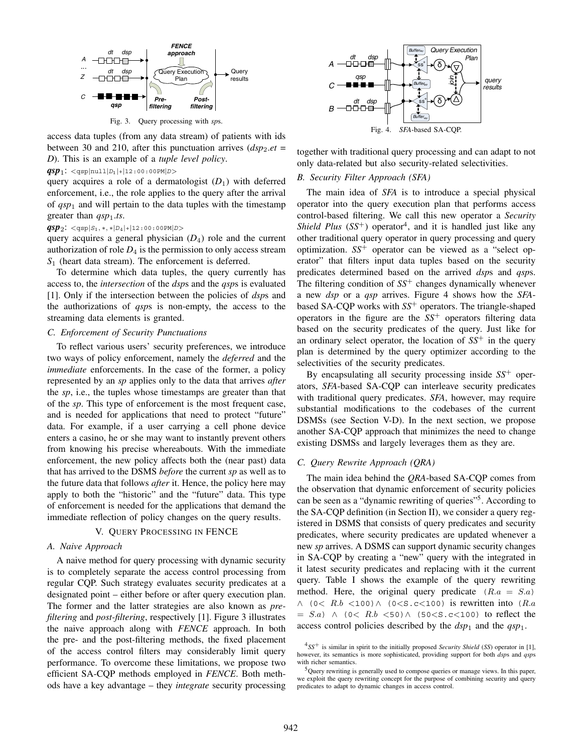Fig. 3. Query processing with *sp*s.

access data tuples (from any data stream) of patients with ids between 30 and 210, after this punctuation arrives ($dsp_2.et$ = $D$). This is an example of a *tuple level policy*.

$\boldsymbol{qsp_1}$: `<qsp|null|`$D_1$`|+|12:00:00PM|`$D$`>`

query acquires a role of a dermatologist ($D_1$) with deferred enforcement, i.e., the role applies to the query after the arrival of $qsp_1$ and will pertain to the data tuples with the timestamp greater than $qsp_1.ts$.

$\boldsymbol{qsp_2}$: `<qsp|`$S_1$`,*,*|`$D_4$`|+|12:00:00PM|`$D$`>`

query acquires a general physician ($D_4$) role and the current authorization of role $D_4$ is the permission to only access stream $S_1$ (heart data stream). The enforcement is deferred.

To determine which data tuples, the query currently has access to, the *intersection* of the *dsp*s and the *qsp*s is evaluated [1]. Only if the intersection between the policies of *dsp*s and the authorizations of *qsp*s is non-empty, the access to the streaming data elements is granted.

### C. Enforcement of Security Punctuations

To reflect various users' security preferences, we introduce two ways of policy enforcement, namely the *deferred* and the *immediate* enforcements. In the case of the former, a policy represented by an *sp* applies only to the data that arrives *after* the *sp*, i.e., the tuples whose timestamps are greater than that of the *sp*. This type of enforcement is the most frequent case, and is needed for applications that need to protect "future" data. For example, if a user carrying a cell phone device enters a casino, he or she may want to instantly prevent others from knowing his precise whereabouts. With the immediate enforcement, the new policy affects both the (near past) data that has arrived to the DSMS *before* the current *sp* as well as to the future data that follows *after* it. Hence, the policy here may apply to both the "historic" and the "future" data. This type of enforcement is needed for the applications that demand the immediate reflection of policy changes on the query results.

## V. Query Processing in FENCE

### A. Naive Approach

A naive method for query processing with dynamic security is to completely separate the access control processing from regular CQP. Such strategy evaluates security predicates at a designated point – either before or after query execution plan. The former and the latter strategies are also known as *pre-filtering* and *post-filtering*, respectively [1]. Figure 3 illustrates the naive approach along with *FENCE* approach. In both the pre- and the post-filtering methods, the fixed placement of the access control filters may considerably limit query performance. To overcome these limitations, we propose two efficient SA-CQP methods employed in *FENCE*. Both methods have a key advantage – they *integrate* security processing together with traditional query processing and can adapt to not only data-related but also security-related selectivities.

Fig. 4. *SFA*-based SA-CQP.

### B. Security Filter Approach (SFA)

The main idea of *SFA* is to introduce a special physical operator into the query execution plan that performs access control-based filtering. We call this new operator a *Security Shield Plus* ($SS^+$) operator[4], and it is handled just like any other traditional query operator in query processing and query optimization. $SS^+$ operator can be viewed as a "select operator" that filters input data tuples based on the security predicates determined based on the arrived *dsp*s and *qsp*s. The filtering condition of $SS^+$ changes dynamically whenever a new *dsp* or a *qsp* arrives. Figure 4 shows how the *SFA*-based SA-CQP works with $SS^+$ operators. The triangle-shaped operators in the figure are the $SS^+$ operators filtering data based on the security predicates of the query. Just like for an ordinary select operator, the location of $SS^+$ in the query plan is determined by the query optimizer according to the selectivities of the security predicates.

By encapsulating all security processing inside $SS^+$ operators, *SFA*-based SA-CQP can interleave security predicates with traditional query predicates. *SFA*, however, may require substantial modifications to the codebases of the current DSMSs (see Section V-D). In the next section, we propose another SA-CQP approach that minimizes the need to change existing DSMSs and largely leverages them as they are.

### C. Query Rewrite Approach (QRA)

The main idea behind the *QRA*-based SA-CQP comes from the observation that dynamic enforcement of security policies can be seen as a "dynamic rewriting of queries"[5]. According to the SA-CQP definition (in Section II), we consider a query registered in DSMS that consists of query predicates and security predicates, where security predicates are updated whenever a new *sp* arrives. A DSMS can support dynamic security changes in SA-CQP by creating a "new" query with the integrated in it latest security predicates and replacing with it the current query. Table I shows the example of the query rewriting method. Here, the original query predicate $(R.a = S.a) \wedge (0 < R.b < 100) \wedge (0 < S.c < 100)$ is rewritten into $(R.a = S.a) \wedge (0 < R.b < 50) \wedge (50 < S.c < 100)$ to reflect the access control policies described by the $dsp_1$ and the $qsp_1$.

[4] $SS^+$ is similar in spirit to the initially proposed *Security Shield* (*SS*) operator in [1], however, its semantics is more sophisticated, providing support for both *dsp*s and *qsp*s with richer semantics.

[5] Query rewriting is generally used to compose queries or manage views. In this paper, we exploit the query rewriting concept for the purpose of combining security and query predicates to adapt to dynamic changes in access control.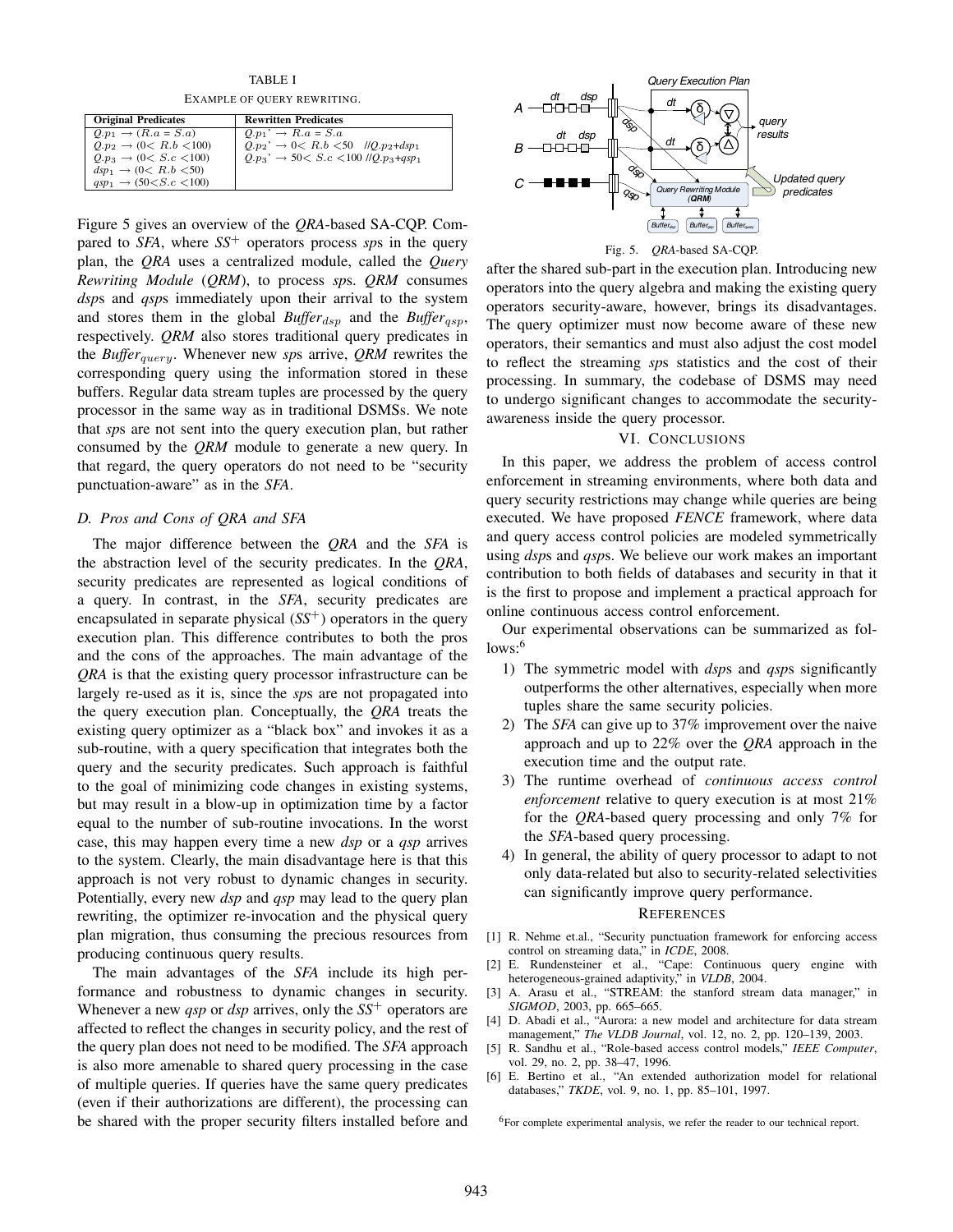TABLE I

EXAMPLE OF QUERY REWRITING.

| Original Predicates | Rewritten Predicates |
| --- | --- |
| $Q.p_1 \rightarrow (R.a = S.a)$ | $Q.p_1' \rightarrow R.a = S.a$ |
| $Q.p_2 \rightarrow (0 < R.b < 100)$ | $Q.p_2' \rightarrow 0 < R.b < 50$ //$Q.p_2$+$dsp_1$ |
| $Q.p_3 \rightarrow (0 < S.c < 100)$ | $Q.p_3' \rightarrow 50 < S.c < 100$ //$Q.p_3$+$qsp_1$ |
| $dsp_1 \rightarrow (0 < R.b < 50)$ | |
| $qsp_1 \rightarrow (50 < S.c < 100)$ | |

Figure 5 gives an overview of the *QRA*-based SA-CQP. Compared to *SFA*, where *SS*$^+$ operators process *sp*s in the query plan, the *QRA* uses a centralized module, called the *Query Rewriting Module* (*QRM*), to process *sp*s. *QRM* consumes *dsp*s and *qsp*s immediately upon their arrival to the system and stores them in the global *Buffer*$_{dsp}$ and the *Buffer*$_{qsp}$, respectively. *QRM* also stores traditional query predicates in the *Buffer*$_{query}$. Whenever new *sp*s arrive, *QRM* rewrites the corresponding query using the information stored in these buffers. Regular data stream tuples are processed by the query processor in the same way as in traditional DSMSs. We note that *sp*s are not sent into the query execution plan, but rather consumed by the *QRM* module to generate a new query. In that regard, the query operators do not need to be "security punctuation-aware" as in the *SFA*.

Query Execution Plan
A
B
C
dt
dsp
dt
dsp
dsp
dsp
qsp
dt
dt
δ
δ
query results
Updated query predicates
Query Rewriting Module (QRM)
Buffer$_{dsp}$
Buffer$_{qsp}$
Buffer$_{query}$

Fig. 5. *QRA*-based SA-CQP.

### D. Pros and Cons of QRA and SFA

The major difference between the *QRA* and the *SFA* is the abstraction level of the security predicates. In the *QRA*, security predicates are represented as logical conditions of a query. In contrast, in the *SFA*, security predicates are encapsulated in separate physical (*SS*$^+$) operators in the query execution plan. This difference contributes to both the pros and the cons of the approaches. The main advantage of the *QRA* is that the existing query processor infrastructure can be largely re-used as it is, since the *sp*s are not propagated into the query execution plan. Conceptually, the *QRA* treats the existing query optimizer as a "black box" and invokes it as a sub-routine, with a query specification that integrates both the query and the security predicates. Such approach is faithful to the goal of minimizing code changes in existing systems, but may result in a blow-up in optimization time by a factor equal to the number of sub-routine invocations. In the worst case, this may happen every time a new *dsp* or a *qsp* arrives to the system. Clearly, the main disadvantage here is that this approach is not very robust to dynamic changes in security. Potentially, every new *dsp* and *qsp* may lead to the query plan rewriting, the optimizer re-invocation and the physical query plan migration, thus consuming the precious resources from producing continuous query results.

The main advantages of the *SFA* include its high performance and robustness to dynamic changes in security. Whenever a new *qsp* or *dsp* arrives, only the *SS*$^+$ operators are affected to reflect the changes in security policy, and the rest of the query plan does not need to be modified. The *SFA* approach is also more amenable to shared query processing in the case of multiple queries. If queries have the same query predicates (even if their authorizations are different), the processing can be shared with the proper security filters installed before and after the shared sub-part in the execution plan. Introducing new operators into the query algebra and making the existing query operators security-aware, however, brings its disadvantages. The query optimizer must now become aware of these new operators, their semantics and must also adjust the cost model to reflect the streaming *sp*s statistics and the cost of their processing. In summary, the codebase of DSMS may need to undergo significant changes to accommodate the security-awareness inside the query processor.

## VI. CONCLUSIONS

In this paper, we address the problem of access control enforcement in streaming environments, where both data and query security restrictions may change while queries are being executed. We have proposed *FENCE* framework, where data and query access control policies are modeled symmetrically using *dsp*s and *qsp*s. We believe our work makes an important contribution to both fields of databases and security in that it is the first to propose and implement a practical approach for online continuous access control enforcement.

Our experimental observations can be summarized as follows:[6]

1) The symmetric model with *dsp*s and *qsp*s significantly outperforms the other alternatives, especially when more tuples share the same security policies.
2) The *SFA* can give up to 37% improvement over the naive approach and up to 22% over the *QRA* approach in the execution time and the output rate.
3) The runtime overhead of *continuous access control enforcement* relative to query execution is at most 21% for the *QRA*-based query processing and only 7% for the *SFA*-based query processing.
4) In general, the ability of query processor to adapt to not only data-related but also to security-related selectivities can significantly improve query performance.

## REFERENCES

[1] R. Nehme et.al., "Security punctuation framework for enforcing access control on streaming data," in *ICDE*, 2008.

[2] E. Rundensteiner et al., "Cape: Continuous query engine with heterogeneous-grained adaptivity," in *VLDB*, 2004.

[3] A. Arasu et al., "STREAM: the stanford stream data manager," in *SIGMOD*, 2003, pp. 665–665.

[4] D. Abadi et al., "Aurora: a new model and architecture for data stream management," *The VLDB Journal*, vol. 12, no. 2, pp. 120–139, 2003.

[5] R. Sandhu et al., "Role-based access control models," *IEEE Computer*, vol. 29, no. 2, pp. 38–47, 1996.

[6] E. Bertino et al., "An extended authorization model for relational databases," *TKDE*, vol. 9, no. 1, pp. 85–101, 1997.

[6] For complete experimental analysis, we refer the reader to our technical report.